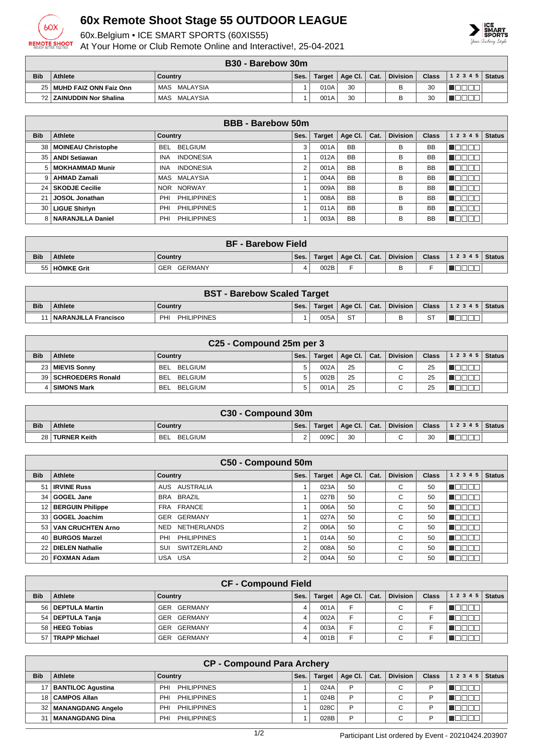# 60x Remote Shoot Stage 55 OUTDOOR LEAGUE

60x.Belgium • ICE SMART SPORTS (60XIS55)
At Your Home or Club Remote Online and Interactive!, 25-04-2021

## B30 - Barebow 30m

| Bib | Athlete | Country | Ses. | Target | Age Cl. | Cat. | Division | Class | 1 2 3 4 5 | Status |
|---|---|---|---|---|---|---|---|---|---|---|
| 25 | MUHD FAIZ ONN Faiz Onn | MAS MALAYSIA | 1 | 010A | 30 | | B | 30 | | |
| ?2 | ZAINUDDIN Nor Shalina | MAS MALAYSIA | 1 | 001A | 30 | | B | 30 | | |

## BBB - Barebow 50m

| Bib | Athlete | Country | Ses. | Target | Age Cl. | Cat. | Division | Class | 1 2 3 4 5 | Status |
|---|---|---|---|---|---|---|---|---|---|---|
| 38 | MOINEAU Christophe | BEL BELGIUM | 3 | 001A | BB | | B | BB | | |
| 35 | ANDI Setiawan | INA INDONESIA | 1 | 012A | BB | | B | BB | | |
| 5 | MOKHAMMAD Munir | INA INDONESIA | 2 | 001A | BB | | B | BB | | |
| 9 | AHMAD Zamali | MAS MALAYSIA | 1 | 004A | BB | | B | BB | | |
| 24 | SKODJE Cecilie | NOR NORWAY | 1 | 009A | BB | | B | BB | | |
| 21 | JOSOL Jonathan | PHI PHILIPPINES | 1 | 008A | BB | | B | BB | | |
| 30 | LIGUE Shirlyn | PHI PHILIPPINES | 1 | 011A | BB | | B | BB | | |
| 8 | NARANJILLA Daniel | PHI PHILIPPINES | 1 | 003A | BB | | B | BB | | |

## BF - Barebow Field

| Bib | Athlete | Country | Ses. | Target | Age Cl. | Cat. | Division | Class | 1 2 3 4 5 | Status |
|---|---|---|---|---|---|---|---|---|---|---|
| 55 | HÖMKE Grit | GER GERMANY | 4 | 002B | F | | B | F | | |

## BST - Barebow Scaled Target

| Bib | Athlete | Country | Ses. | Target | Age Cl. | Cat. | Division | Class | 1 2 3 4 5 | Status |
|---|---|---|---|---|---|---|---|---|---|---|
| 11 | NARANJILLA Francisco | PHI PHILIPPINES | 1 | 005A | ST | | B | ST | | |

## C25 - Compound 25m per 3

| Bib | Athlete | Country | Ses. | Target | Age Cl. | Cat. | Division | Class | 1 2 3 4 5 | Status |
|---|---|---|---|---|---|---|---|---|---|---|
| 23 | MIEVIS Sonny | BEL BELGIUM | 5 | 002A | 25 | | C | 25 | | |
| 39 | SCHROEDERS Ronald | BEL BELGIUM | 5 | 002B | 25 | | C | 25 | | |
| 4 | SIMONS Mark | BEL BELGIUM | 5 | 001A | 25 | | C | 25 | | |

## C30 - Compound 30m

| Bib | Athlete | Country | Ses. | Target | Age Cl. | Cat. | Division | Class | 1 2 3 4 5 | Status |
|---|---|---|---|---|---|---|---|---|---|---|
| 28 | TURNER Keith | BEL BELGIUM | 2 | 009C | 30 | | C | 30 | | |

## C50 - Compound 50m

| Bib | Athlete | Country | Ses. | Target | Age Cl. | Cat. | Division | Class | 1 2 3 4 5 | Status |
|---|---|---|---|---|---|---|---|---|---|---|
| 51 | IRVINE Russ | AUS AUSTRALIA | 1 | 023A | 50 | | C | 50 | | |
| 34 | GOGEL Jane | BRA BRAZIL | 1 | 027B | 50 | | C | 50 | | |
| 12 | BERGUIN Philippe | FRA FRANCE | 1 | 006A | 50 | | C | 50 | | |
| 33 | GOGEL Joachim | GER GERMANY | 1 | 027A | 50 | | C | 50 | | |
| 53 | VAN CRUCHTEN Arno | NED NETHERLANDS | 2 | 006A | 50 | | C | 50 | | |
| 40 | BORJAS Marzel | PHI PHILIPPINES | 1 | 014A | 50 | | C | 50 | | |
| 22 | DIELEN Nathalie | SUI SWITZERLAND | 2 | 008A | 50 | | C | 50 | | |
| 20 | FOXMAN Adam | USA USA | 2 | 004A | 50 | | C | 50 | | |

## CF - Compound Field

| Bib | Athlete | Country | Ses. | Target | Age Cl. | Cat. | Division | Class | 1 2 3 4 5 | Status |
|---|---|---|---|---|---|---|---|---|---|---|
| 56 | DEPTULA Martin | GER GERMANY | 4 | 001A | F | | C | F | | |
| 54 | DEPTULA Tanja | GER GERMANY | 4 | 002A | F | | C | F | | |
| 58 | HEEG Tobias | GER GERMANY | 4 | 003A | F | | C | F | | |
| 57 | TRAPP Michael | GER GERMANY | 4 | 001B | F | | C | F | | |

## CP - Compound Para Archery

| Bib | Athlete | Country | Ses. | Target | Age Cl. | Cat. | Division | Class | 1 2 3 4 5 | Status |
|---|---|---|---|---|---|---|---|---|---|---|
| 17 | BANTILOC Agustina | PHI PHILIPPINES | 1 | 024A | P | | C | P | | |
| 18 | CAMPOS Allan | PHI PHILIPPINES | 1 | 024B | P | | C | P | | |
| 32 | MANANGDANG Angelo | PHI PHILIPPINES | 1 | 028C | P | | C | P | | |
| 31 | MANANGDANG Dina | PHI PHILIPPINES | 1 | 028B | P | | C | P | | |

Participant List ordered by Event - 20210424.203907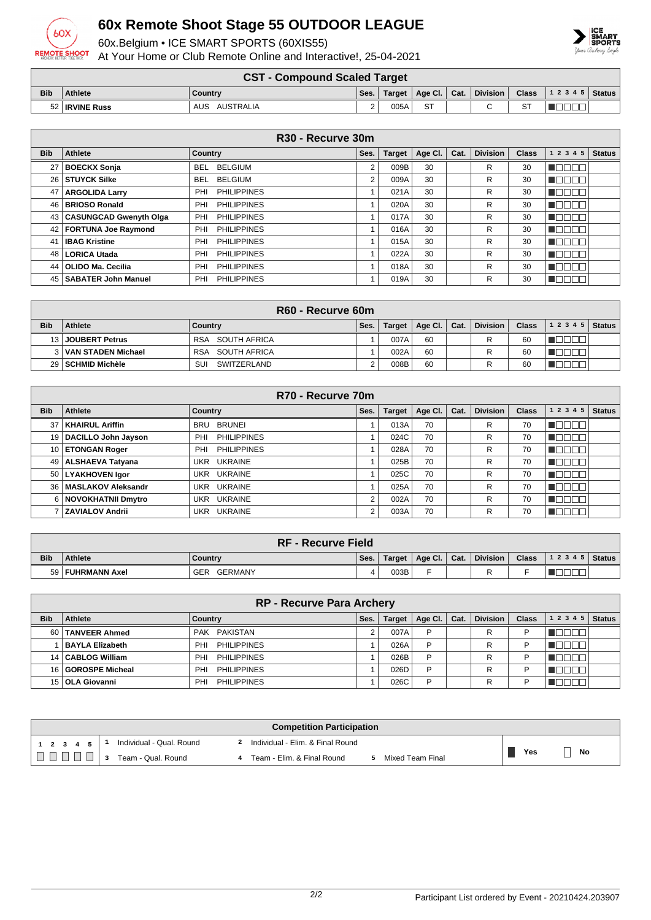# 60x Remote Shoot Stage 55 OUTDOOR LEAGUE

60x.Belgium • ICE SMART SPORTS (60XIS55)

At Your Home or Club Remote Online and Interactive!, 25-04-2021

## CST - Compound Scaled Target

| Bib | Athlete | Country | Ses. | Target | Age Cl. | Cat. | Division | Class | 1 2 3 4 5 | Status |
|---|---|---|---|---|---|---|---|---|---|---|
| 52 | **IRVINE Russ** | AUS AUSTRALIA | 2 | 005A | ST | | C | ST | ■□□□□ | |

## R30 - Recurve 30m

| Bib | Athlete | Country | Ses. | Target | Age Cl. | Cat. | Division | Class | 1 2 3 4 5 | Status |
|---|---|---|---|---|---|---|---|---|---|---|
| 27 | **BOECKX Sonja** | BEL BELGIUM | 2 | 009B | 30 | | R | 30 | ■□□□□ | |
| 26 | **STUYCK Silke** | BEL BELGIUM | 2 | 009A | 30 | | R | 30 | ■□□□□ | |
| 47 | **ARGOLIDA Larry** | PHI PHILIPPINES | 1 | 021A | 30 | | R | 30 | ■□□□□ | |
| 46 | **BRIOSO Ronald** | PHI PHILIPPINES | 1 | 020A | 30 | | R | 30 | ■□□□□ | |
| 43 | **CASUNGCAD Gwenyth Olga** | PHI PHILIPPINES | 1 | 017A | 30 | | R | 30 | ■□□□□ | |
| 42 | **FORTUNA Joe Raymond** | PHI PHILIPPINES | 1 | 016A | 30 | | R | 30 | ■□□□□ | |
| 41 | **IBAG Kristine** | PHI PHILIPPINES | 1 | 015A | 30 | | R | 30 | ■□□□□ | |
| 48 | **LORICA Utada** | PHI PHILIPPINES | 1 | 022A | 30 | | R | 30 | ■□□□□ | |
| 44 | **OLIDO Ma. Cecilia** | PHI PHILIPPINES | 1 | 018A | 30 | | R | 30 | ■□□□□ | |
| 45 | **SABATER John Manuel** | PHI PHILIPPINES | 1 | 019A | 30 | | R | 30 | ■□□□□ | |

## R60 - Recurve 60m

| Bib | Athlete | Country | Ses. | Target | Age Cl. | Cat. | Division | Class | 1 2 3 4 5 | Status |
|---|---|---|---|---|---|---|---|---|---|---|
| 13 | **JOUBERT Petrus** | RSA SOUTH AFRICA | 1 | 007A | 60 | | R | 60 | ■□□□□ | |
| 3 | **VAN STADEN Michael** | RSA SOUTH AFRICA | 1 | 002A | 60 | | R | 60 | ■□□□□ | |
| 29 | **SCHMID Michèle** | SUI SWITZERLAND | 2 | 008B | 60 | | R | 60 | ■□□□□ | |

## R70 - Recurve 70m

| Bib | Athlete | Country | Ses. | Target | Age Cl. | Cat. | Division | Class | 1 2 3 4 5 | Status |
|---|---|---|---|---|---|---|---|---|---|---|
| 37 | **KHAIRUL Ariffin** | BRU BRUNEI | 1 | 013A | 70 | | R | 70 | ■□□□□ | |
| 19 | **DACILLO John Jayson** | PHI PHILIPPINES | 1 | 024C | 70 | | R | 70 | ■□□□□ | |
| 10 | **ETONGAN Roger** | PHI PHILIPPINES | 1 | 028A | 70 | | R | 70 | ■□□□□ | |
| 49 | **ALSHAEVA Tatyana** | UKR UKRAINE | 1 | 025B | 70 | | R | 70 | ■□□□□ | |
| 50 | **LYAKHOVEN Igor** | UKR UKRAINE | 1 | 025C | 70 | | R | 70 | ■□□□□ | |
| 36 | **MASLAKOV Aleksandr** | UKR UKRAINE | 1 | 025A | 70 | | R | 70 | ■□□□□ | |
| 6 | **NOVOKHATNII Dmytro** | UKR UKRAINE | 2 | 002A | 70 | | R | 70 | ■□□□□ | |
| 7 | **ZAVIALOV Andrii** | UKR UKRAINE | 2 | 003A | 70 | | R | 70 | ■□□□□ | |

## RF - Recurve Field

| Bib | Athlete | Country | Ses. | Target | Age Cl. | Cat. | Division | Class | 1 2 3 4 5 | Status |
|---|---|---|---|---|---|---|---|---|---|---|
| 59 | **FUHRMANN Axel** | GER GERMANY | 4 | 003B | F | | R | F | ■□□□□ | |

## RP - Recurve Para Archery

| Bib | Athlete | Country | Ses. | Target | Age Cl. | Cat. | Division | Class | 1 2 3 4 5 | Status |
|---|---|---|---|---|---|---|---|---|---|---|
| 60 | **TANVEER Ahmed** | PAK PAKISTAN | 2 | 007A | P | | R | P | ■□□□□ | |
| 1 | **BAYLA Elizabeth** | PHI PHILIPPINES | 1 | 026A | P | | R | P | ■□□□□ | |
| 14 | **CABLOG William** | PHI PHILIPPINES | 1 | 026B | P | | R | P | ■□□□□ | |
| 16 | **GOROSPE Micheal** | PHI PHILIPPINES | 1 | 026D | P | | R | P | ■□□□□ | |
| 15 | **OLA Giovanni** | PHI PHILIPPINES | 1 | 026C | P | | R | P | ■□□□□ | |

## Competition Participation

| 1 2 3 4 5 | | | | | | |
|---|---|---|---|---|---|---|
| □□□□□ | 1 Individual - Qual. Round | 2 Individual - Elim. & Final Round | | ■ Yes | □ No |
| | 3 Team - Qual. Round | 4 Team - Elim. & Final Round | 5 Mixed Team Final | | |

Participant List ordered by Event - 20210424.203907